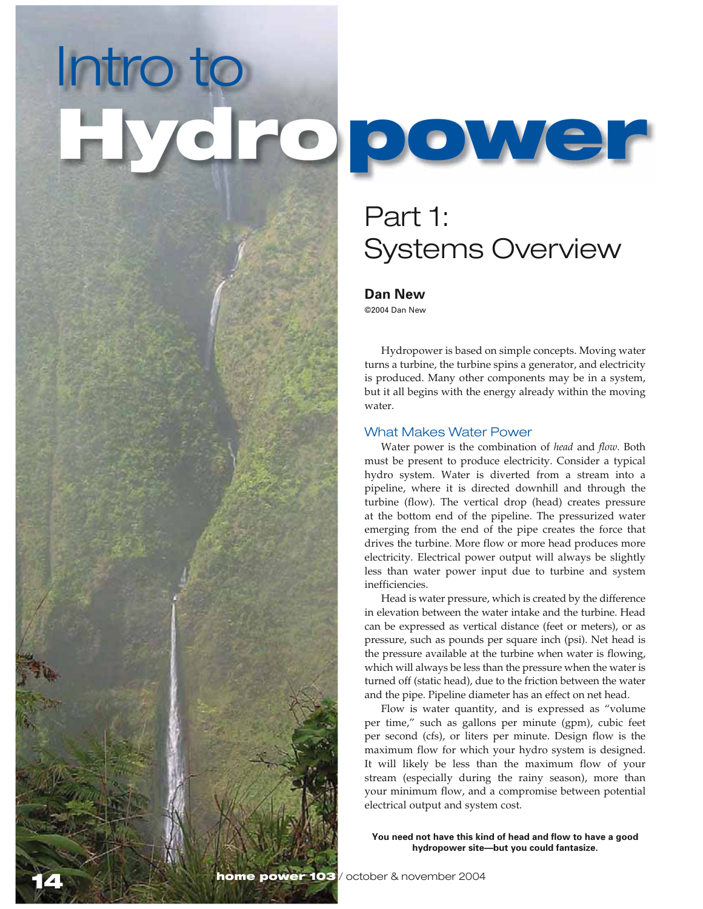# Intro to Hydropower

## Part 1: Systems Overview

**Dan New**

©2004 Dan New

Hydropower is based on simple concepts. Moving water turns a turbine, the turbine spins a generator, and electricity is produced. Many other components may be in a system, but it all begins with the energy already within the moving water.

### What Makes Water Power

Water power is the combination of *head* and *flow*. Both must be present to produce electricity. Consider a typical hydro system. Water is diverted from a stream into a pipeline, where it is directed downhill and through the turbine (flow). The vertical drop (head) creates pressure at the bottom end of the pipeline. The pressurized water emerging from the end of the pipe creates the force that drives the turbine. More flow or more head produces more electricity. Electrical power output will always be slightly less than water power input due to turbine and system inefficiencies.

Head is water pressure, which is created by the difference in elevation between the water intake and the turbine. Head can be expressed as vertical distance (feet or meters), or as pressure, such as pounds per square inch (psi). Net head is the pressure available at the turbine when water is flowing, which will always be less than the pressure when the water is turned off (static head), due to the friction between the water and the pipe. Pipeline diameter has an effect on net head.

Flow is water quantity, and is expressed as "volume per time," such as gallons per minute (gpm), cubic feet per second (cfs), or liters per minute. Design flow is the maximum flow for which your hydro system is designed. It will likely be less than the maximum flow of your stream (especially during the rainy season), more than your minimum flow, and a compromise between potential electrical output and system cost.

**You need not have this kind of head and flow to have a good hydropower site—but you could fantasize.**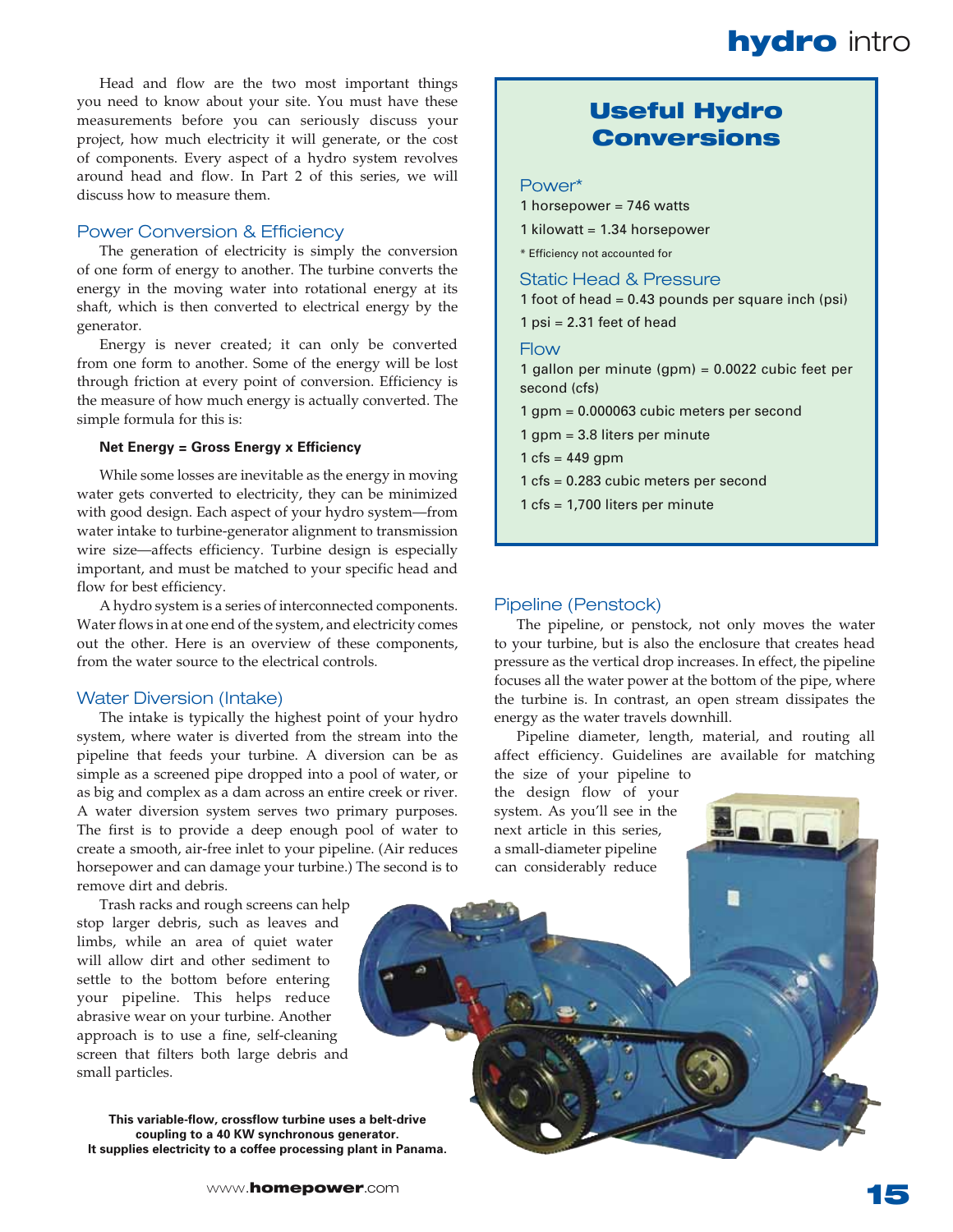Head and flow are the two most important things you need to know about your site. You must have these measurements before you can seriously discuss your project, how much electricity it will generate, or the cost of components. Every aspect of a hydro system revolves around head and flow. In Part 2 of this series, we will discuss how to measure them.

## Power Conversion & Efficiency

The generation of electricity is simply the conversion of one form of energy to another. The turbine converts the energy in the moving water into rotational energy at its shaft, which is then converted to electrical energy by the generator.

Energy is never created; it can only be converted from one form to another. Some of the energy will be lost through friction at every point of conversion. Efficiency is the measure of how much energy is actually converted. The simple formula for this is:

**Net Energy = Gross Energy x Efficiency**

While some losses are inevitable as the energy in moving water gets converted to electricity, they can be minimized with good design. Each aspect of your hydro system—from water intake to turbine-generator alignment to transmission wire size—affects efficiency. Turbine design is especially important, and must be matched to your specific head and flow for best efficiency.

A hydro system is a series of interconnected components. Water flows in at one end of the system, and electricity comes out the other. Here is an overview of these components, from the water source to the electrical controls.

## Water Diversion (Intake)

The intake is typically the highest point of your hydro system, where water is diverted from the stream into the pipeline that feeds your turbine. A diversion can be as simple as a screened pipe dropped into a pool of water, or as big and complex as a dam across an entire creek or river. A water diversion system serves two primary purposes. The first is to provide a deep enough pool of water to create a smooth, air-free inlet to your pipeline. (Air reduces horsepower and can damage your turbine.) The second is to remove dirt and debris.

Trash racks and rough screens can help stop larger debris, such as leaves and limbs, while an area of quiet water will allow dirt and other sediment to settle to the bottom before entering your pipeline. This helps reduce abrasive wear on your turbine. Another approach is to use a fine, self-cleaning screen that filters both large debris and small particles.

**This variable-flow, crossflow turbine uses a belt-drive coupling to a 40 KW synchronous generator. It supplies electricity to a coffee processing plant in Panama.**

## Useful Hydro Conversions

### Power*

1 horsepower = 746 watts

1 kilowatt = 1.34 horsepower

* Efficiency not accounted for

### Static Head & Pressure

1 foot of head = 0.43 pounds per square inch (psi)

1 psi = 2.31 feet of head

### Flow

1 gallon per minute (gpm) = 0.0022 cubic feet per second (cfs)

1 gpm = 0.000063 cubic meters per second

1 gpm = 3.8 liters per minute

1 cfs = 449 gpm

1 cfs = 0.283 cubic meters per second

1 cfs = 1,700 liters per minute

## Pipeline (Penstock)

The pipeline, or penstock, not only moves the water to your turbine, but is also the enclosure that creates head pressure as the vertical drop increases. In effect, the pipeline focuses all the water power at the bottom of the pipe, where the turbine is. In contrast, an open stream dissipates the energy as the water travels downhill.

Pipeline diameter, length, material, and routing all affect efficiency. Guidelines are available for matching the size of your pipeline to the design flow of your system. As you'll see in the next article in this series, a small-diameter pipeline can considerably reduce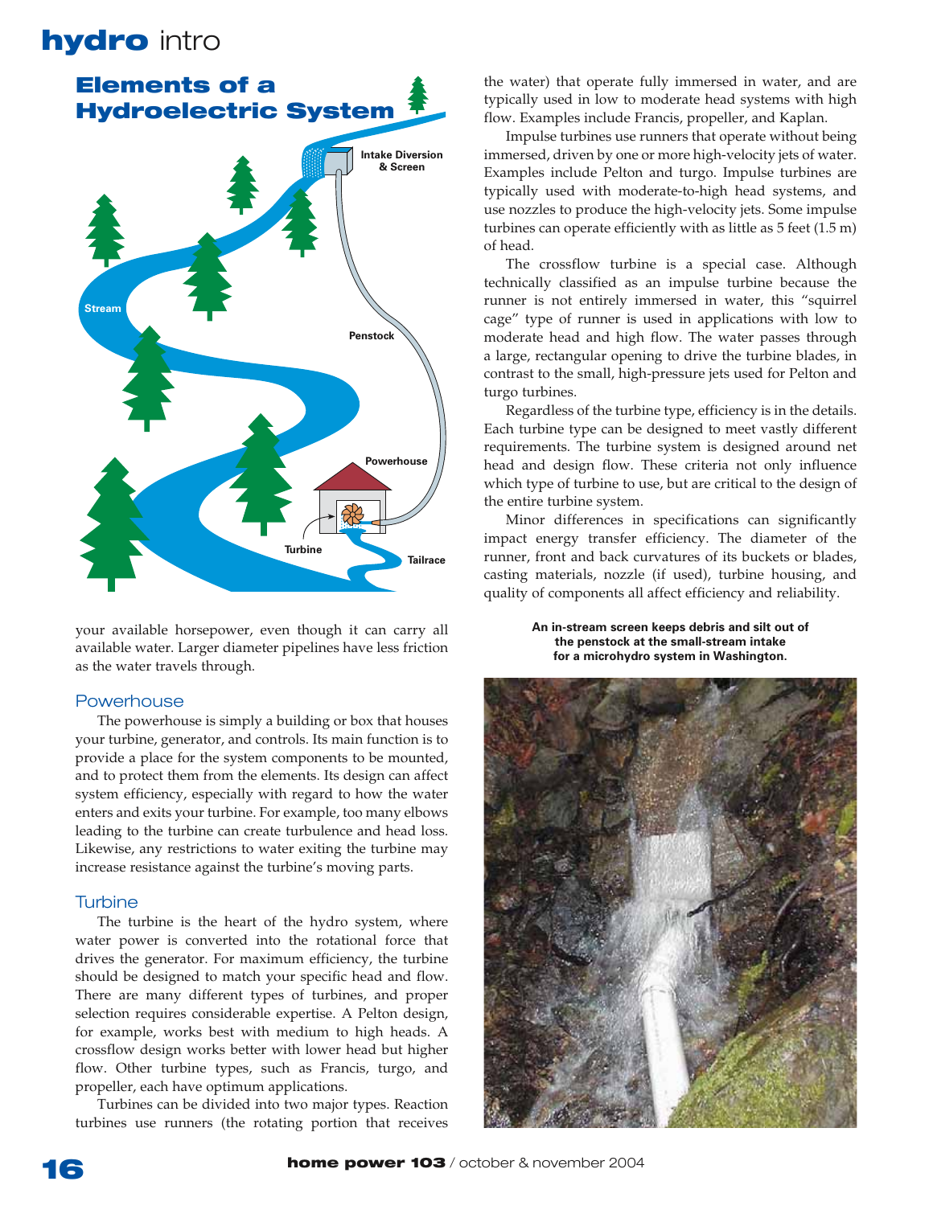## Elements of a Hydroelectric System

Intake Diversion & Screen

Stream

Penstock

Powerhouse

Turbine

Tailrace

your available horsepower, even though it can carry all available water. Larger diameter pipelines have less friction as the water travels through.

### Powerhouse

The powerhouse is simply a building or box that houses your turbine, generator, and controls. Its main function is to provide a place for the system components to be mounted, and to protect them from the elements. Its design can affect system efficiency, especially with regard to how the water enters and exits your turbine. For example, too many elbows leading to the turbine can create turbulence and head loss. Likewise, any restrictions to water exiting the turbine may increase resistance against the turbine's moving parts.

### Turbine

The turbine is the heart of the hydro system, where water power is converted into the rotational force that drives the generator. For maximum efficiency, the turbine should be designed to match your specific head and flow. There are many different types of turbines, and proper selection requires considerable expertise. A Pelton design, for example, works best with medium to high heads. A crossflow design works better with lower head but higher flow. Other turbine types, such as Francis, turgo, and propeller, each have optimum applications.

Turbines can be divided into two major types. Reaction turbines use runners (the rotating portion that receives the water) that operate fully immersed in water, and are typically used in low to moderate head systems with high flow. Examples include Francis, propeller, and Kaplan.

Impulse turbines use runners that operate without being immersed, driven by one or more high-velocity jets of water. Examples include Pelton and turgo. Impulse turbines are typically used with moderate-to-high head systems, and use nozzles to produce the high-velocity jets. Some impulse turbines can operate efficiently with as little as 5 feet (1.5 m) of head.

The crossflow turbine is a special case. Although technically classified as an impulse turbine because the runner is not entirely immersed in water, this "squirrel cage" type of runner is used in applications with low to moderate head and high flow. The water passes through a large, rectangular opening to drive the turbine blades, in contrast to the small, high-pressure jets used for Pelton and turgo turbines.

Regardless of the turbine type, efficiency is in the details. Each turbine type can be designed to meet vastly different requirements. The turbine system is designed around net head and design flow. These criteria not only influence which type of turbine to use, but are critical to the design of the entire turbine system.

Minor differences in specifications can significantly impact energy transfer efficiency. The diameter of the runner, front and back curvatures of its buckets or blades, casting materials, nozzle (if used), turbine housing, and quality of components all affect efficiency and reliability.

**An in-stream screen keeps debris and silt out of the penstock at the small-stream intake for a microhydro system in Washington.**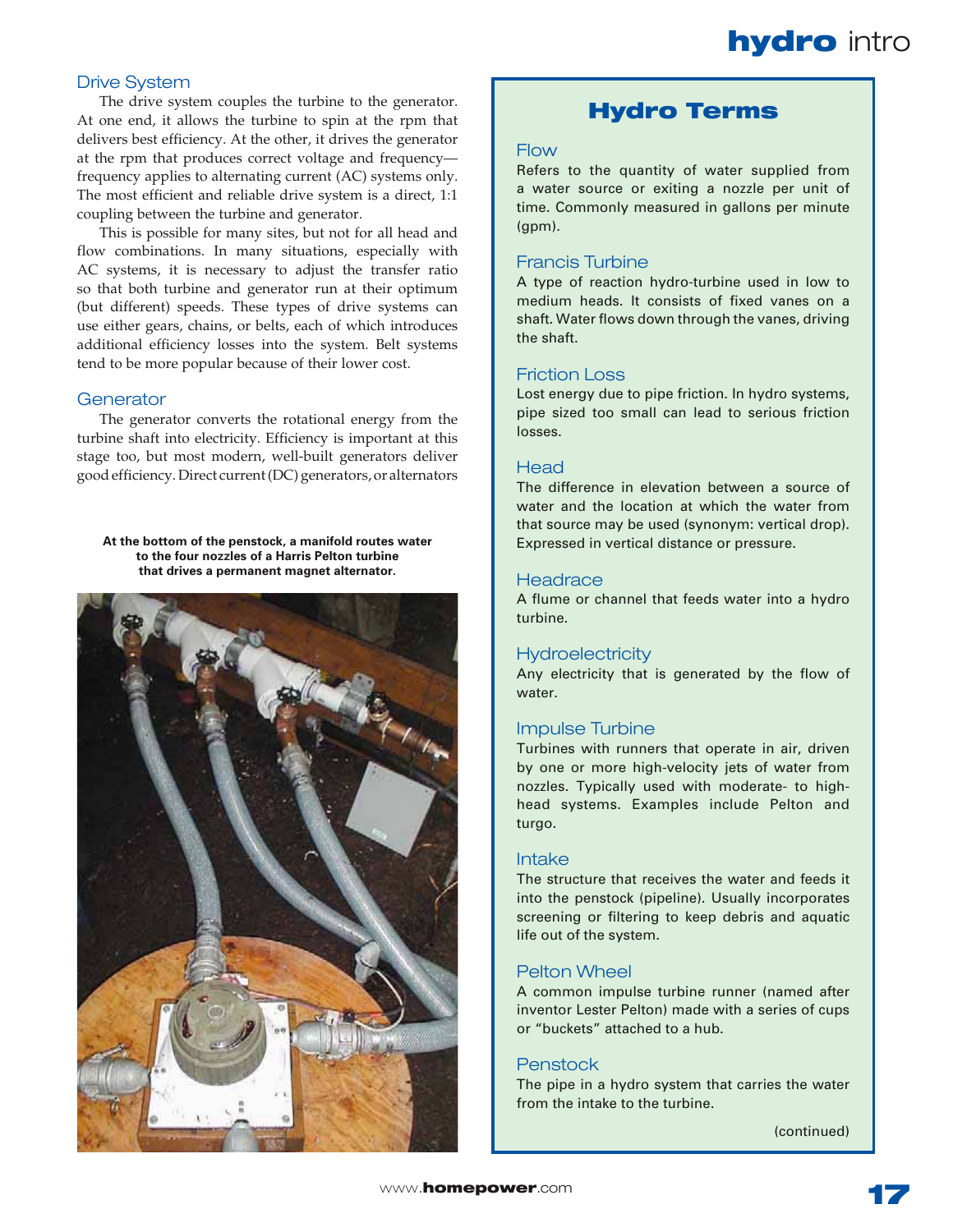## Drive System

The drive system couples the turbine to the generator. At one end, it allows the turbine to spin at the rpm that delivers best efficiency. At the other, it drives the generator at the rpm that produces correct voltage and frequency—frequency applies to alternating current (AC) systems only. The most efficient and reliable drive system is a direct, 1:1 coupling between the turbine and generator.

This is possible for many sites, but not for all head and flow combinations. In many situations, especially with AC systems, it is necessary to adjust the transfer ratio so that both turbine and generator run at their optimum (but different) speeds. These types of drive systems can use either gears, chains, or belts, each of which introduces additional efficiency losses into the system. Belt systems tend to be more popular because of their lower cost.

## Generator

The generator converts the rotational energy from the turbine shaft into electricity. Efficiency is important at this stage too, but most modern, well-built generators deliver good efficiency. Direct current (DC) generators, or alternators

**At the bottom of the penstock, a manifold routes water to the four nozzles of a Harris Pelton turbine that drives a permanent magnet alternator.**

## Hydro Terms

### Flow

Refers to the quantity of water supplied from a water source or exiting a nozzle per unit of time. Commonly measured in gallons per minute (gpm).

### Francis Turbine

A type of reaction hydro-turbine used in low to medium heads. It consists of fixed vanes on a shaft. Water flows down through the vanes, driving the shaft.

### Friction Loss

Lost energy due to pipe friction. In hydro systems, pipe sized too small can lead to serious friction losses.

### Head

The difference in elevation between a source of water and the location at which the water from that source may be used (synonym: vertical drop). Expressed in vertical distance or pressure.

### Headrace

A flume or channel that feeds water into a hydro turbine.

### Hydroelectricity

Any electricity that is generated by the flow of water.

### Impulse Turbine

Turbines with runners that operate in air, driven by one or more high-velocity jets of water from nozzles. Typically used with moderate- to high-head systems. Examples include Pelton and turgo.

### Intake

The structure that receives the water and feeds it into the penstock (pipeline). Usually incorporates screening or filtering to keep debris and aquatic life out of the system.

### Pelton Wheel

A common impulse turbine runner (named after inventor Lester Pelton) made with a series of cups or "buckets" attached to a hub.

### Penstock

The pipe in a hydro system that carries the water from the intake to the turbine.

(continued)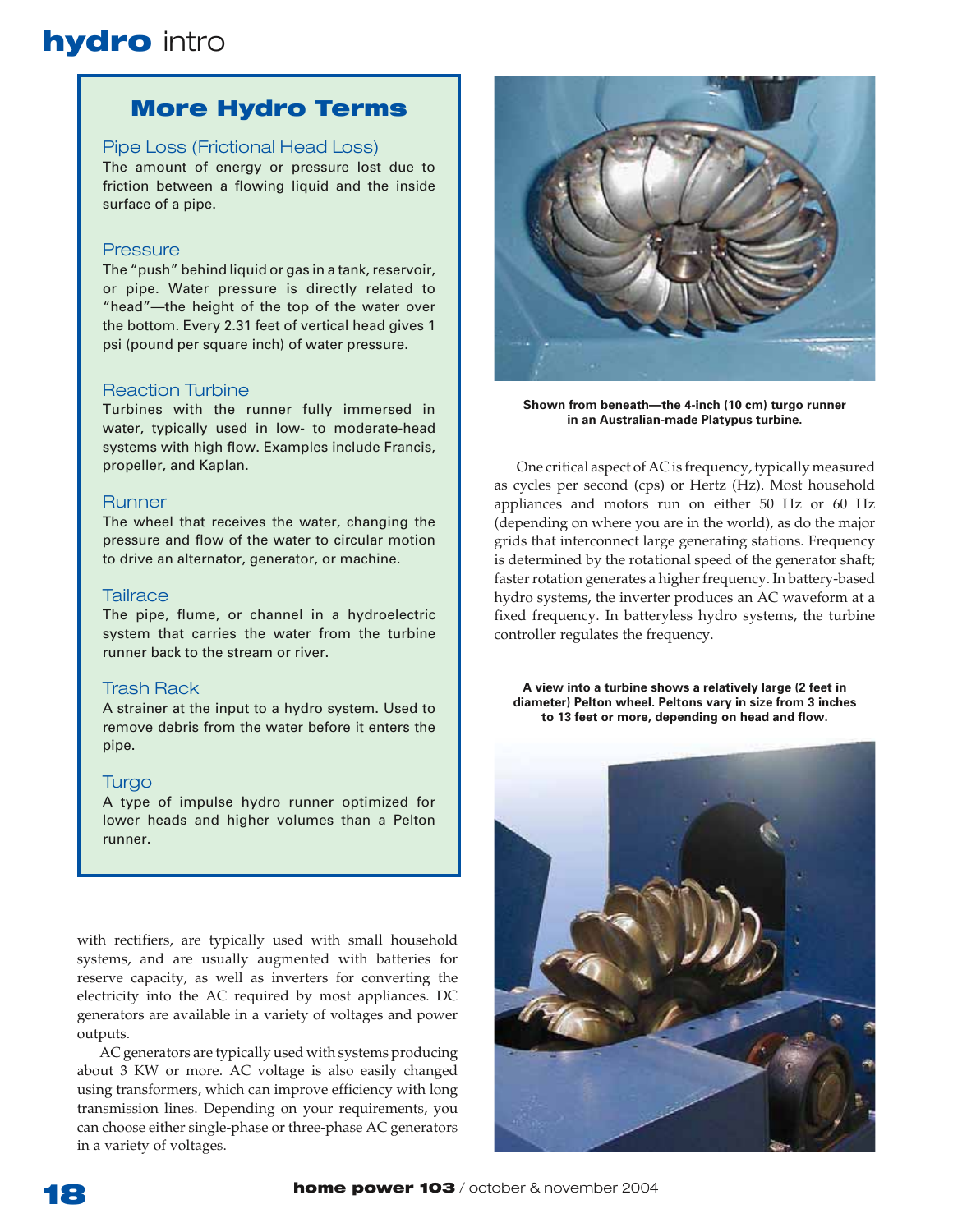## More Hydro Terms

### Pipe Loss (Frictional Head Loss)

The amount of energy or pressure lost due to friction between a flowing liquid and the inside surface of a pipe.

### Pressure

The "push" behind liquid or gas in a tank, reservoir, or pipe. Water pressure is directly related to "head"—the height of the top of the water over the bottom. Every 2.31 feet of vertical head gives 1 psi (pound per square inch) of water pressure.

### Reaction Turbine

Turbines with the runner fully immersed in water, typically used in low- to moderate-head systems with high flow. Examples include Francis, propeller, and Kaplan.

### Runner

The wheel that receives the water, changing the pressure and flow of the water to circular motion to drive an alternator, generator, or machine.

### Tailrace

The pipe, flume, or channel in a hydroelectric system that carries the water from the turbine runner back to the stream or river.

### Trash Rack

A strainer at the input to a hydro system. Used to remove debris from the water before it enters the pipe.

### Turgo

A type of impulse hydro runner optimized for lower heads and higher volumes than a Pelton runner.

with rectifiers, are typically used with small household systems, and are usually augmented with batteries for reserve capacity, as well as inverters for converting the electricity into the AC required by most appliances. DC generators are available in a variety of voltages and power outputs.

AC generators are typically used with systems producing about 3 KW or more. AC voltage is also easily changed using transformers, which can improve efficiency with long transmission lines. Depending on your requirements, you can choose either single-phase or three-phase AC generators in a variety of voltages.

**Shown from beneath—the 4-inch (10 cm) turgo runner in an Australian-made Platypus turbine.**

One critical aspect of AC is frequency, typically measured as cycles per second (cps) or Hertz (Hz). Most household appliances and motors run on either 50 Hz or 60 Hz (depending on where you are in the world), as do the major grids that interconnect large generating stations. Frequency is determined by the rotational speed of the generator shaft; faster rotation generates a higher frequency. In battery-based hydro systems, the inverter produces an AC waveform at a fixed frequency. In batteryless hydro systems, the turbine controller regulates the frequency.

**A view into a turbine shows a relatively large (2 feet in diameter) Pelton wheel. Peltons vary in size from 3 inches to 13 feet or more, depending on head and flow.**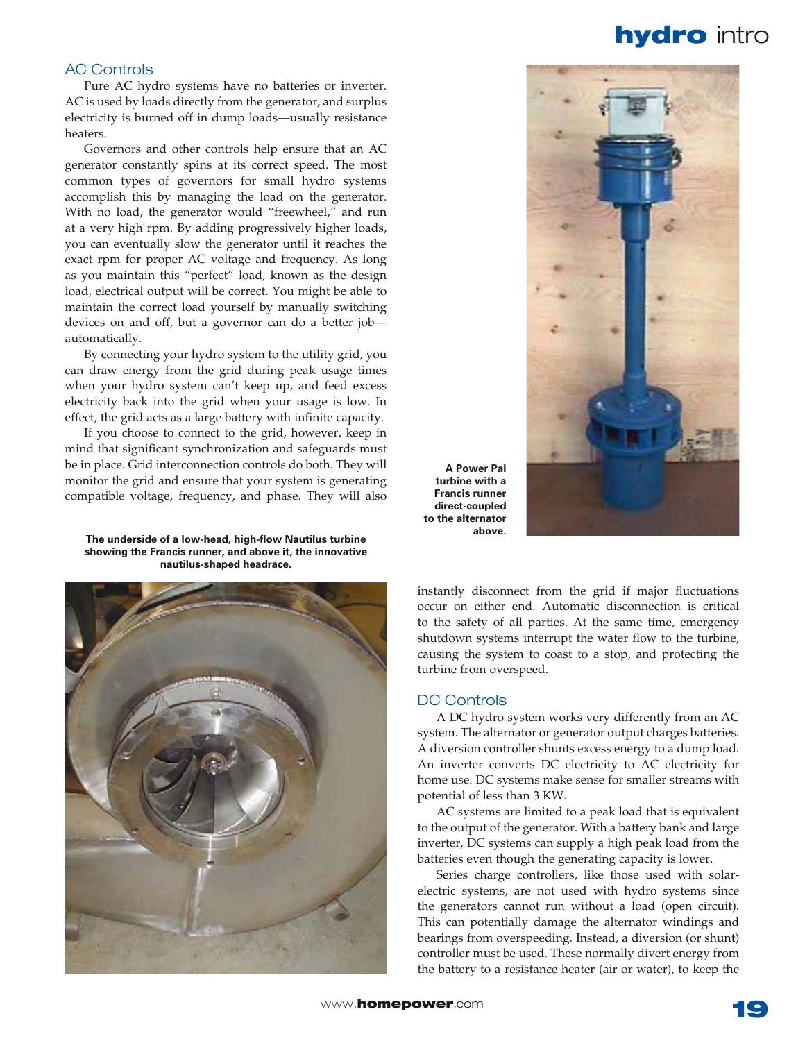## AC Controls

Pure AC hydro systems have no batteries or inverter. AC is used by loads directly from the generator, and surplus electricity is burned off in dump loads—usually resistance heaters.

Governors and other controls help ensure that an AC generator constantly spins at its correct speed. The most common types of governors for small hydro systems accomplish this by managing the load on the generator. With no load, the generator would "freewheel," and run at a very high rpm. By adding progressively higher loads, you can eventually slow the generator until it reaches the exact rpm for proper AC voltage and frequency. As long as you maintain this "perfect" load, known as the design load, electrical output will be correct. You might be able to maintain the correct load yourself by manually switching devices on and off, but a governor can do a better job—automatically.

By connecting your hydro system to the utility grid, you can draw energy from the grid during peak usage times when your hydro system can't keep up, and feed excess electricity back into the grid when your usage is low. In effect, the grid acts as a large battery with infinite capacity.

If you choose to connect to the grid, however, keep in mind that significant synchronization and safeguards must be in place. Grid interconnection controls do both. They will monitor the grid and ensure that your system is generating compatible voltage, frequency, and phase. They will also instantly disconnect from the grid if major fluctuations occur on either end. Automatic disconnection is critical to the safety of all parties. At the same time, emergency shutdown systems interrupt the water flow to the turbine, causing the system to coast to a stop, and protecting the turbine from overspeed.

**A Power Pal turbine with a Francis runner direct-coupled to the alternator above.**

**The underside of a low-head, high-flow Nautilus turbine showing the Francis runner, and above it, the innovative nautilus-shaped headrace.**

## DC Controls

A DC hydro system works very differently from an AC system. The alternator or generator output charges batteries. A diversion controller shunts excess energy to a dump load. An inverter converts DC electricity to AC electricity for home use. DC systems make sense for smaller streams with potential of less than 3 KW.

AC systems are limited to a peak load that is equivalent to the output of the generator. With a battery bank and large inverter, DC systems can supply a high peak load from the batteries even though the generating capacity is lower.

Series charge controllers, like those used with solar-electric systems, are not used with hydro systems since the generators cannot run without a load (open circuit). This can potentially damage the alternator windings and bearings from overspeeding. Instead, a diversion (or shunt) controller must be used. These normally divert energy from the battery to a resistance heater (air or water), to keep the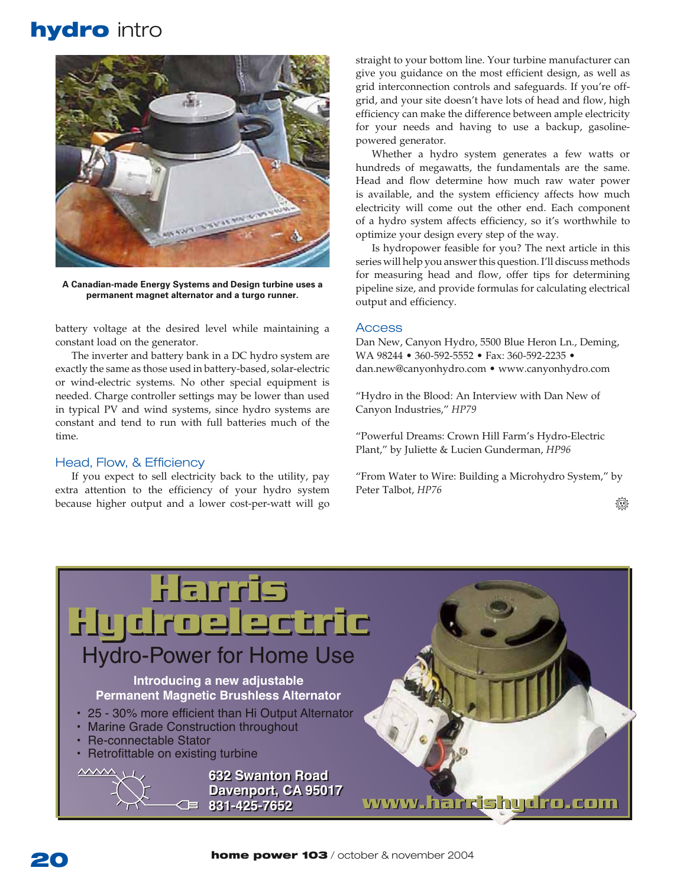A Canadian-made Energy Systems and Design turbine uses a permanent magnet alternator and a turgo runner.

battery voltage at the desired level while maintaining a constant load on the generator.

The inverter and battery bank in a DC hydro system are exactly the same as those used in battery-based, solar-electric or wind-electric systems. No other special equipment is needed. Charge controller settings may be lower than used in typical PV and wind systems, since hydro systems are constant and tend to run with full batteries much of the time.

## Head, Flow, & Efficiency

If you expect to sell electricity back to the utility, pay extra attention to the efficiency of your hydro system because higher output and a lower cost-per-watt will go straight to your bottom line. Your turbine manufacturer can give you guidance on the most efficient design, as well as grid interconnection controls and safeguards. If you're off-grid, and your site doesn't have lots of head and flow, high efficiency can make the difference between ample electricity for your needs and having to use a backup, gasoline-powered generator.

Whether a hydro system generates a few watts or hundreds of megawatts, the fundamentals are the same. Head and flow determine how much raw water power is available, and the system efficiency affects how much electricity will come out the other end. Each component of a hydro system affects efficiency, so it's worthwhile to optimize your design every step of the way.

Is hydropower feasible for you? The next article in this series will help you answer this question. I'll discuss methods for measuring head and flow, offer tips for determining pipeline size, and provide formulas for calculating electrical output and efficiency.

## Access

Dan New, Canyon Hydro, 5500 Blue Heron Ln., Deming, WA 98244 • 360-592-5552 • Fax: 360-592-2235 • dan.new@canyonhydro.com • www.canyonhydro.com

"Hydro in the Blood: An Interview with Dan New of Canyon Industries," *HP79*

"Powerful Dreams: Crown Hill Farm's Hydro-Electric Plant," by Juliette & Lucien Gunderman, *HP96*

"From Water to Wire: Building a Microhydro System," by Peter Talbot, *HP76*

# Harris Hydroelectric

## Hydro-Power for Home Use

**Introducing a new adjustable Permanent Magnetic Brushless Alternator**

- 25 - 30% more efficient than Hi Output Alternator
- Marine Grade Construction throughout
- Re-connectable Stator
- Retrofittable on existing turbine

**632 Swanton Road**
**Davenport, CA 95017**
**831-425-7652**

**www.harrishydro.com**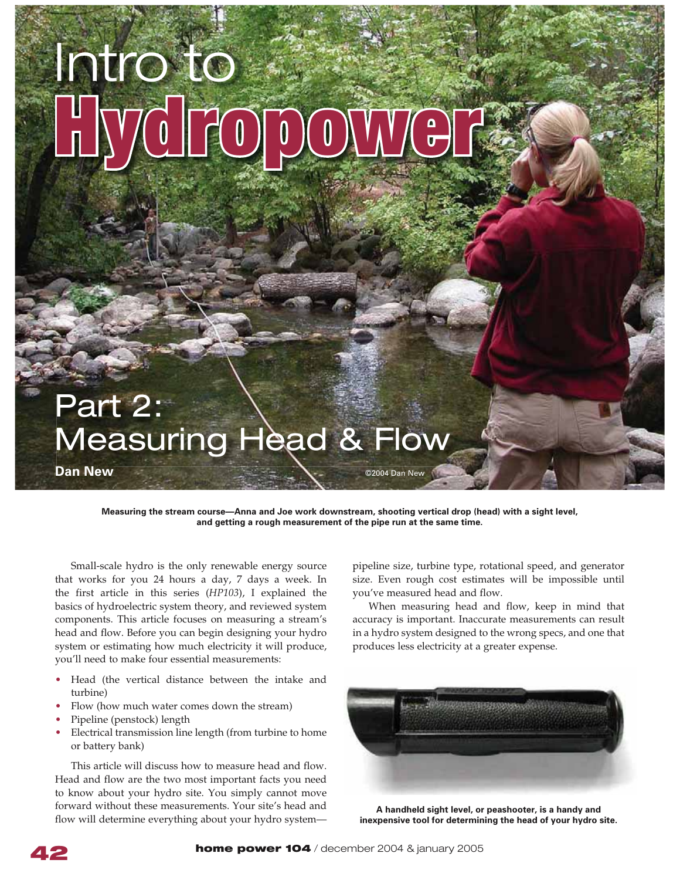# Intro to Hydropower

## Part 2: Measuring Head & Flow

**Dan New**

©2004 Dan New

**Measuring the stream course—Anna and Joe work downstream, shooting vertical drop (head) with a sight level, and getting a rough measurement of the pipe run at the same time.**

Small-scale hydro is the only renewable energy source that works for you 24 hours a day, 7 days a week. In the first article in this series (*HP103*), I explained the basics of hydroelectric system theory, and reviewed system components. This article focuses on measuring a stream's head and flow. Before you can begin designing your hydro system or estimating how much electricity it will produce, you'll need to make four essential measurements:

- Head (the vertical distance between the intake and turbine)
- Flow (how much water comes down the stream)
- Pipeline (penstock) length
- Electrical transmission line length (from turbine to home or battery bank)

This article will discuss how to measure head and flow. Head and flow are the two most important facts you need to know about your hydro site. You simply cannot move forward without these measurements. Your site's head and flow will determine everything about your hydro system—pipeline size, turbine type, rotational speed, and generator size. Even rough cost estimates will be impossible until you've measured head and flow.

When measuring head and flow, keep in mind that accuracy is important. Inaccurate measurements can result in a hydro system designed to the wrong specs, and one that produces less electricity at a greater expense.

**A handheld sight level, or peashooter, is a handy and inexpensive tool for determining the head of your hydro site.**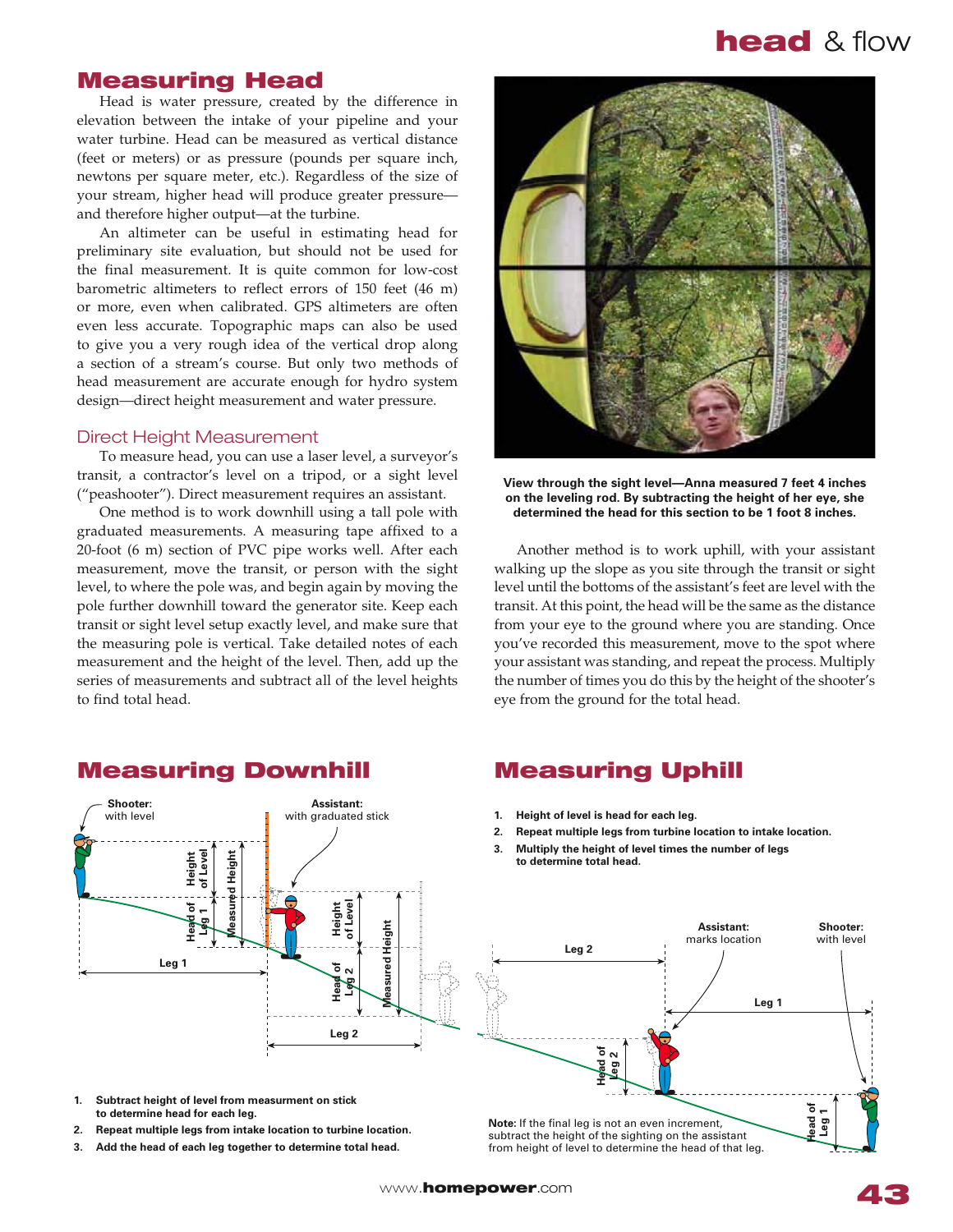# Measuring Head

Head is water pressure, created by the difference in elevation between the intake of your pipeline and your water turbine. Head can be measured as vertical distance (feet or meters) or as pressure (pounds per square inch, newtons per square meter, etc.). Regardless of the size of your stream, higher head will produce greater pressure—and therefore higher output—at the turbine.

An altimeter can be useful in estimating head for preliminary site evaluation, but should not be used for the final measurement. It is quite common for low-cost barometric altimeters to reflect errors of 150 feet (46 m) or more, even when calibrated. GPS altimeters are often even less accurate. Topographic maps can also be used to give you a very rough idea of the vertical drop along a section of a stream's course. But only two methods of head measurement are accurate enough for hydro system design—direct height measurement and water pressure.

## Direct Height Measurement

To measure head, you can use a laser level, a surveyor's transit, a contractor's level on a tripod, or a sight level ("peashooter"). Direct measurement requires an assistant.

One method is to work downhill using a tall pole with graduated measurements. A measuring tape affixed to a 20-foot (6 m) section of PVC pipe works well. After each measurement, move the transit, or person with the sight level, to where the pole was, and begin again by moving the pole further downhill toward the generator site. Keep each transit or sight level setup exactly level, and make sure that the measuring pole is vertical. Take detailed notes of each measurement and the height of the level. Then, add up the series of measurements and subtract all of the level heights to find total head.

**View through the sight level—Anna measured 7 feet 4 inches on the leveling rod. By subtracting the height of her eye, she determined the head for this section to be 1 foot 8 inches.**

Another method is to work uphill, with your assistant walking up the slope as you site through the transit or sight level until the bottoms of the assistant's feet are level with the transit. At this point, the head will be the same as the distance from your eye to the ground where you are standing. Once you've recorded this measurement, move to the spot where your assistant was standing, and repeat the process. Multiply the number of times you do this by the height of the shooter's eye from the ground for the total head.

## Measuring Downhill

Shooter: with level — Assistant: with graduated stick — Height of Level — Measured Height — Head of Leg 1 — Head of Leg 2 — Leg 1 — Leg 2

1. **Subtract height of level from measurment on stick to determine head for each leg.**
2. **Repeat multiple legs from intake location to turbine location.**
3. **Add the head of each leg together to determine total head.**

## Measuring Uphill

1. **Height of level is head for each leg.**
2. **Repeat multiple legs from turbine location to intake location.**
3. **Multiply the height of level times the number of legs to determine total head.**

Assistant: marks location — Shooter: with level — Leg 1 — Leg 2 — Head of Leg 1 — Head of Leg 2

**Note:** If the final leg is not an even increment, subtract the height of the sighting on the assistant from height of level to determine the head of that leg.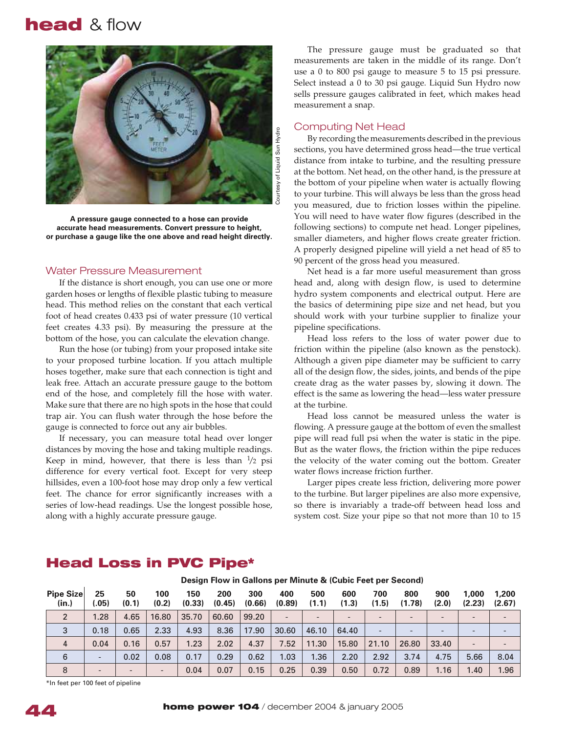# head & flow

A pressure gauge connected to a hose can provide accurate head measurements. Convert pressure to height, or purchase a gauge like the one above and read height directly.

Courtesy of Liquid Sun Hydro

## Water Pressure Measurement

If the distance is short enough, you can use one or more garden hoses or lengths of flexible plastic tubing to measure head. This method relies on the constant that each vertical foot of head creates 0.433 psi of water pressure (10 vertical feet creates 4.33 psi). By measuring the pressure at the bottom of the hose, you can calculate the elevation change.

Run the hose (or tubing) from your proposed intake site to your proposed turbine location. If you attach multiple hoses together, make sure that each connection is tight and leak free. Attach an accurate pressure gauge to the bottom end of the hose, and completely fill the hose with water. Make sure that there are no high spots in the hose that could trap air. You can flush water through the hose before the gauge is connected to force out any air bubbles.

If necessary, you can measure total head over longer distances by moving the hose and taking multiple readings. Keep in mind, however, that there is less than $^1/_2$ psi difference for every vertical foot. Except for very steep hillsides, even a 100-foot hose may drop only a few vertical feet. The chance for error significantly increases with a series of low-head readings. Use the longest possible hose, along with a highly accurate pressure gauge.

The pressure gauge must be graduated so that measurements are taken in the middle of its range. Don't use a 0 to 800 psi gauge to measure 5 to 15 psi pressure. Select instead a 0 to 30 psi gauge. Liquid Sun Hydro now sells pressure gauges calibrated in feet, which makes head measurement a snap.

## Computing Net Head

By recording the measurements described in the previous sections, you have determined gross head—the true vertical distance from intake to turbine, and the resulting pressure at the bottom. Net head, on the other hand, is the pressure at the bottom of your pipeline when water is actually flowing to your turbine. This will always be less than the gross head you measured, due to friction losses within the pipeline. You will need to have water flow figures (described in the following sections) to compute net head. Longer pipelines, smaller diameters, and higher flows create greater friction. A properly designed pipeline will yield a net head of 85 to 90 percent of the gross head you measured.

Net head is a far more useful measurement than gross head and, along with design flow, is used to determine hydro system components and electrical output. Here are the basics of determining pipe size and net head, but you should work with your turbine supplier to finalize your pipeline specifications.

Head loss refers to the loss of water power due to friction within the pipeline (also known as the penstock). Although a given pipe diameter may be sufficient to carry all of the design flow, the sides, joints, and bends of the pipe create drag as the water passes by, slowing it down. The effect is the same as lowering the head—less water pressure at the turbine.

Head loss cannot be measured unless the water is flowing. A pressure gauge at the bottom of even the smallest pipe will read full psi when the water is static in the pipe. But as the water flows, the friction within the pipe reduces the velocity of the water coming out the bottom. Greater water flows increase friction further.

Larger pipes create less friction, delivering more power to the turbine. But larger pipelines are also more expensive, so there is invariably a trade-off between head loss and system cost. Size your pipe so that not more than 10 to 15

## Head Loss in PVC Pipe*

| Pipe Size (in.) | Design Flow in Gallons per Minute & (Cubic Feet per Second) | | | | | | | | | | | | | |
|---|---|---|---|---|---|---|---|---|---|---|---|---|---|---|
| | 25 (.05) | 50 (0.1) | 100 (0.2) | 150 (0.33) | 200 (0.45) | 300 (0.66) | 400 (0.89) | 500 (1.1) | 600 (1.3) | 700 (1.5) | 800 (1.78) | 900 (2.0) | 1,000 (2.23) | 1,200 (2.67) |
| 2 | 1.28 | 4.65 | 16.80 | 35.70 | 60.60 | 99.20 | - | - | - | - | - | - | - | - |
| 3 | 0.18 | 0.65 | 2.33 | 4.93 | 8.36 | 17.90 | 30.60 | 46.10 | 64.40 | - | - | - | - | - |
| 4 | 0.04 | 0.16 | 0.57 | 1.23 | 2.02 | 4.37 | 7.52 | 11.30 | 15.80 | 21.10 | 26.80 | 33.40 | - | - |
| 6 | - | 0.02 | 0.08 | 0.17 | 0.29 | 0.62 | 1.03 | 1.36 | 2.20 | 2.92 | 3.74 | 4.75 | 5.66 | 8.04 |
| 8 | - | - | - | 0.04 | 0.07 | 0.15 | 0.25 | 0.39 | 0.50 | 0.72 | 0.89 | 1.16 | 1.40 | 1.96 |

*In feet per 100 feet of pipeline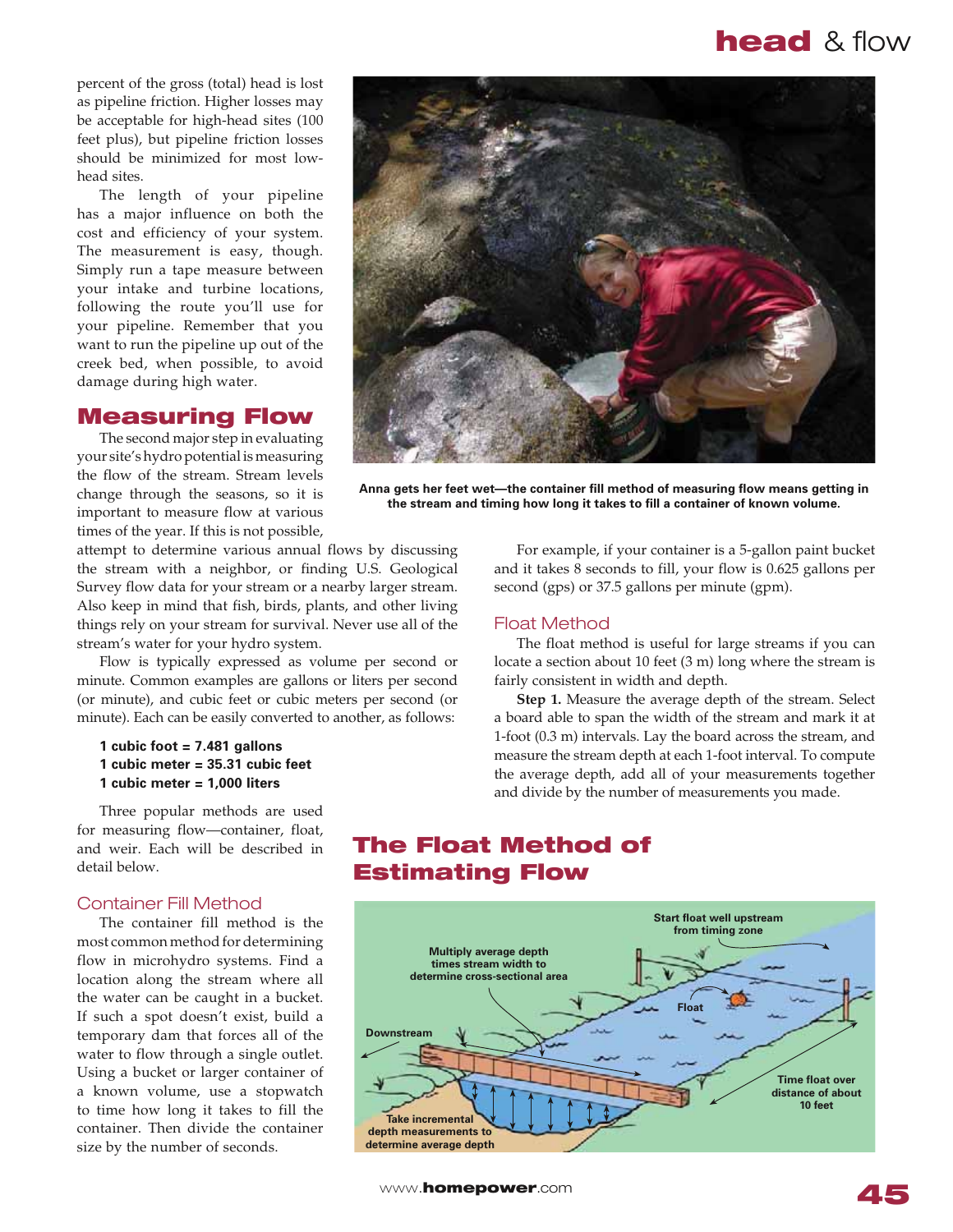percent of the gross (total) head is lost as pipeline friction. Higher losses may be acceptable for high-head sites (100 feet plus), but pipeline friction losses should be minimized for most low-head sites.

The length of your pipeline has a major influence on both the cost and efficiency of your system. The measurement is easy, though. Simply run a tape measure between your intake and turbine locations, following the route you'll use for your pipeline. Remember that you want to run the pipeline up out of the creek bed, when possible, to avoid damage during high water.

## Measuring Flow

The second major step in evaluating your site's hydro potential is measuring the flow of the stream. Stream levels change through the seasons, so it is important to measure flow at various times of the year. If this is not possible, attempt to determine various annual flows by discussing the stream with a neighbor, or finding U.S. Geological Survey flow data for your stream or a nearby larger stream. Also keep in mind that fish, birds, plants, and other living things rely on your stream for survival. Never use all of the stream's water for your hydro system.

Flow is typically expressed as volume per second or minute. Common examples are gallons or liters per second (or minute), and cubic feet or cubic meters per second (or minute). Each can be easily converted to another, as follows:

**1 cubic foot = 7.481 gallons**
**1 cubic meter = 35.31 cubic feet**
**1 cubic meter = 1,000 liters**

Three popular methods are used for measuring flow—container, float, and weir. Each will be described in detail below.

### Container Fill Method

The container fill method is the most common method for determining flow in microhydro systems. Find a location along the stream where all the water can be caught in a bucket. If such a spot doesn't exist, build a temporary dam that forces all of the water to flow through a single outlet. Using a bucket or larger container of a known volume, use a stopwatch to time how long it takes to fill the container. Then divide the container size by the number of seconds.

**Anna gets her feet wet—the container fill method of measuring flow means getting in the stream and timing how long it takes to fill a container of known volume.**

For example, if your container is a 5-gallon paint bucket and it takes 8 seconds to fill, your flow is 0.625 gallons per second (gps) or 37.5 gallons per minute (gpm).

### Float Method

The float method is useful for large streams if you can locate a section about 10 feet (3 m) long where the stream is fairly consistent in width and depth.

**Step 1.** Measure the average depth of the stream. Select a board able to span the width of the stream and mark it at 1-foot (0.3 m) intervals. Lay the board across the stream, and measure the stream depth at each 1-foot interval. To compute the average depth, add all of your measurements together and divide by the number of measurements you made.

## The Float Method of Estimating Flow

Start float well upstream from timing zone

Multiply average depth times stream width to determine cross-sectional area

Float

Downstream

Time float over distance of about 10 feet

Take incremental depth measurements to determine average depth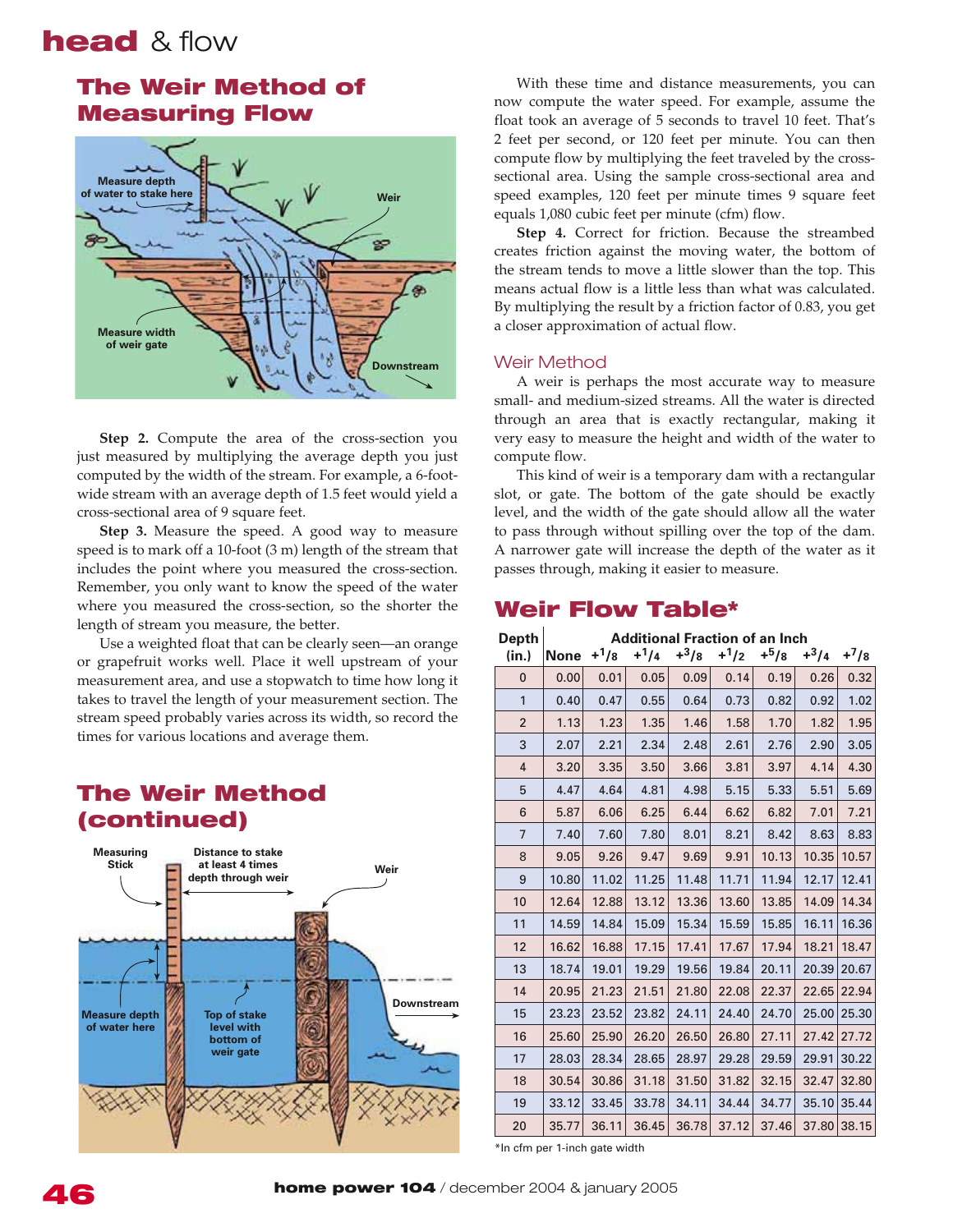## The Weir Method of Measuring Flow

Measure depth of water to stake here

Weir

Measure width of weir gate

Downstream

**Step 2.** Compute the area of the cross-section you just measured by multiplying the average depth you just computed by the width of the stream. For example, a 6-foot-wide stream with an average depth of 1.5 feet would yield a cross-sectional area of 9 square feet.

**Step 3.** Measure the speed. A good way to measure speed is to mark off a 10-foot (3 m) length of the stream that includes the point where you measured the cross-section. Remember, you only want to know the speed of the water where you measured the cross-section, so the shorter the length of stream you measure, the better.

Use a weighted float that can be clearly seen—an orange or grapefruit works well. Place it well upstream of your measurement area, and use a stopwatch to time how long it takes to travel the length of your measurement section. The stream speed probably varies across its width, so record the times for various locations and average them.

## The Weir Method (continued)

Measuring Stick

Distance to stake at least 4 times depth through weir

Weir

Measure depth of water here

Top of stake level with bottom of weir gate

Downstream

With these time and distance measurements, you can now compute the water speed. For example, assume the float took an average of 5 seconds to travel 10 feet. That's 2 feet per second, or 120 feet per minute. You can then compute flow by multiplying the feet traveled by the cross-sectional area. Using the sample cross-sectional area and speed examples, 120 feet per minute times 9 square feet equals 1,080 cubic feet per minute (cfm) flow.

**Step 4.** Correct for friction. Because the streambed creates friction against the moving water, the bottom of the stream tends to move a little slower than the top. This means actual flow is a little less than what was calculated. By multiplying the result by a friction factor of 0.83, you get a closer approximation of actual flow.

### Weir Method

A weir is perhaps the most accurate way to measure small- and medium-sized streams. All the water is directed through an area that is exactly rectangular, making it very easy to measure the height and width of the water to compute flow.

This kind of weir is a temporary dam with a rectangular slot, or gate. The bottom of the gate should be exactly level, and the width of the gate should allow all the water to pass through without spilling over the top of the dam. A narrower gate will increase the depth of the water as it passes through, making it easier to measure.

## Weir Flow Table*

| Depth (in.) | Additional Fraction of an Inch: None | +1/8 | +1/4 | +3/8 | +1/2 | +5/8 | +3/4 | +7/8 |
|---|---|---|---|---|---|---|---|---|
| 0 | 0.00 | 0.01 | 0.05 | 0.09 | 0.14 | 0.19 | 0.26 | 0.32 |
| 1 | 0.40 | 0.47 | 0.55 | 0.64 | 0.73 | 0.82 | 0.92 | 1.02 |
| 2 | 1.13 | 1.23 | 1.35 | 1.46 | 1.58 | 1.70 | 1.82 | 1.95 |
| 3 | 2.07 | 2.21 | 2.34 | 2.48 | 2.61 | 2.76 | 2.90 | 3.05 |
| 4 | 3.20 | 3.35 | 3.50 | 3.66 | 3.81 | 3.97 | 4.14 | 4.30 |
| 5 | 4.47 | 4.64 | 4.81 | 4.98 | 5.15 | 5.33 | 5.51 | 5.69 |
| 6 | 5.87 | 6.06 | 6.25 | 6.44 | 6.62 | 6.82 | 7.01 | 7.21 |
| 7 | 7.40 | 7.60 | 7.80 | 8.01 | 8.21 | 8.42 | 8.63 | 8.83 |
| 8 | 9.05 | 9.26 | 9.47 | 9.69 | 9.91 | 10.13 | 10.35 | 10.57 |
| 9 | 10.80 | 11.02 | 11.25 | 11.48 | 11.71 | 11.94 | 12.17 | 12.41 |
| 10 | 12.64 | 12.88 | 13.12 | 13.36 | 13.60 | 13.85 | 14.09 | 14.34 |
| 11 | 14.59 | 14.84 | 15.09 | 15.34 | 15.59 | 15.85 | 16.11 | 16.36 |
| 12 | 16.62 | 16.88 | 17.15 | 17.41 | 17.67 | 17.94 | 18.21 | 18.47 |
| 13 | 18.74 | 19.01 | 19.29 | 19.56 | 19.84 | 20.11 | 20.39 | 20.67 |
| 14 | 20.95 | 21.23 | 21.51 | 21.80 | 22.08 | 22.37 | 22.65 | 22.94 |
| 15 | 23.23 | 23.52 | 23.82 | 24.11 | 24.40 | 24.70 | 25.00 | 25.30 |
| 16 | 25.60 | 25.90 | 26.20 | 26.50 | 26.80 | 27.11 | 27.42 | 27.72 |
| 17 | 28.03 | 28.34 | 28.65 | 28.97 | 29.28 | 29.59 | 29.91 | 30.22 |
| 18 | 30.54 | 30.86 | 31.18 | 31.50 | 31.82 | 32.15 | 32.47 | 32.80 |
| 19 | 33.12 | 33.45 | 33.78 | 34.11 | 34.44 | 34.77 | 35.10 | 35.44 |
| 20 | 35.77 | 36.11 | 36.45 | 36.78 | 37.12 | 37.46 | 37.80 | 38.15 |

*In cfm per 1-inch gate width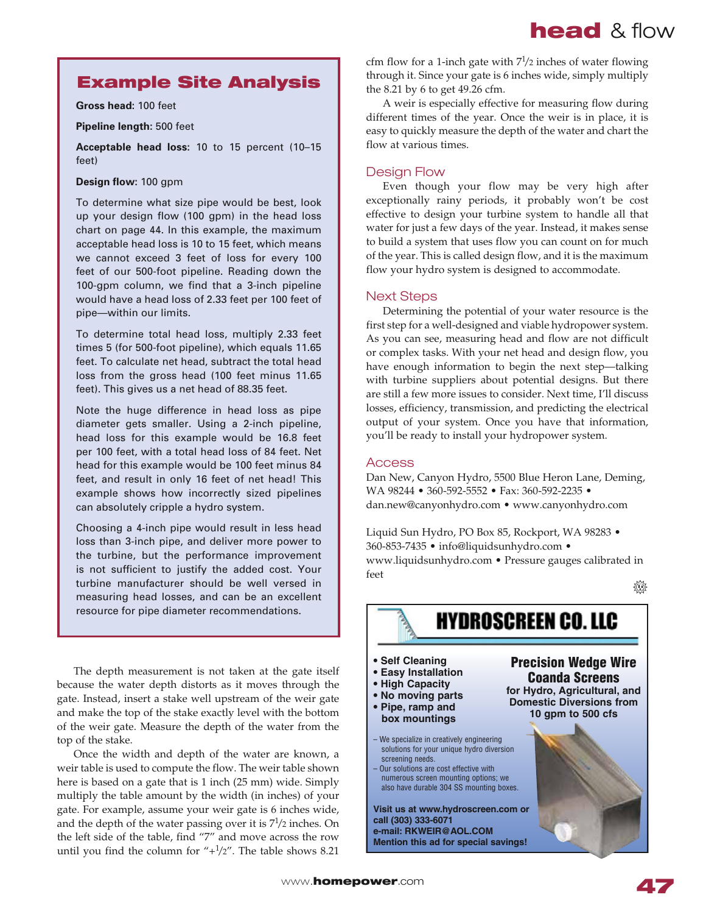## Example Site Analysis

**Gross head:** 100 feet

**Pipeline length:** 500 feet

**Acceptable head loss:** 10 to 15 percent (10–15 feet)

**Design flow:** 100 gpm

To determine what size pipe would be best, look up your design flow (100 gpm) in the head loss chart on page 44. In this example, the maximum acceptable head loss is 10 to 15 feet, which means we cannot exceed 3 feet of loss for every 100 feet of our 500-foot pipeline. Reading down the 100-gpm column, we find that a 3-inch pipeline would have a head loss of 2.33 feet per 100 feet of pipe—within our limits.

To determine total head loss, multiply 2.33 feet times 5 (for 500-foot pipeline), which equals 11.65 feet. To calculate net head, subtract the total head loss from the gross head (100 feet minus 11.65 feet). This gives us a net head of 88.35 feet.

Note the huge difference in head loss as pipe diameter gets smaller. Using a 2-inch pipeline, head loss for this example would be 16.8 feet per 100 feet, with a total head loss of 84 feet. Net head for this example would be 100 feet minus 84 feet, and result in only 16 feet of net head! This example shows how incorrectly sized pipelines can absolutely cripple a hydro system.

Choosing a 4-inch pipe would result in less head loss than 3-inch pipe, and deliver more power to the turbine, but the performance improvement is not sufficient to justify the added cost. Your turbine manufacturer should be well versed in measuring head losses, and can be an excellent resource for pipe diameter recommendations.

The depth measurement is not taken at the gate itself because the water depth distorts as it moves through the gate. Instead, insert a stake well upstream of the weir gate and make the top of the stake exactly level with the bottom of the weir gate. Measure the depth of the water from the top of the stake.

Once the width and depth of the water are known, a weir table is used to compute the flow. The weir table shown here is based on a gate that is 1 inch (25 mm) wide. Simply multiply the table amount by the width (in inches) of your gate. For example, assume your weir gate is 6 inches wide, and the depth of the water passing over it is 7$^1/_2$ inches. On the left side of the table, find "7" and move across the row until you find the column for "+$^1/_2$". The table shows 8.21 cfm flow for a 1-inch gate with 7$^1/_2$ inches of water flowing through it. Since your gate is 6 inches wide, simply multiply the 8.21 by 6 to get 49.26 cfm.

A weir is especially effective for measuring flow during different times of the year. Once the weir is in place, it is easy to quickly measure the depth of the water and chart the flow at various times.

### Design Flow

Even though your flow may be very high after exceptionally rainy periods, it probably won't be cost effective to design your turbine system to handle all that water for just a few days of the year. Instead, it makes sense to build a system that uses flow you can count on for much of the year. This is called design flow, and it is the maximum flow your hydro system is designed to accommodate.

### Next Steps

Determining the potential of your water resource is the first step for a well-designed and viable hydropower system. As you can see, measuring head and flow are not difficult or complex tasks. With your net head and design flow, you have enough information to begin the next step—talking with turbine suppliers about potential designs. But there are still a few more issues to consider. Next time, I'll discuss losses, efficiency, transmission, and predicting the electrical output of your system. Once you have that information, you'll be ready to install your hydropower system.

### Access

Dan New, Canyon Hydro, 5500 Blue Heron Lane, Deming, WA 98244 • 360-592-5552 • Fax: 360-592-2235 • dan.new@canyonhydro.com • www.canyonhydro.com

Liquid Sun Hydro, PO Box 85, Rockport, WA 98283 • 360-853-7435 • info@liquidsunhydro.com • www.liquidsunhydro.com • Pressure gauges calibrated in feet

**HYDROSCREEN CO. LLC**

- Self Cleaning
- Easy Installation
- High Capacity
- No moving parts
- Pipe, ramp and box mountings

**Precision Wedge Wire Coanda Screens**
**for Hydro, Agricultural, and Domestic Diversions from 10 gpm to 500 cfs**

– We specialize in creatively engineering solutions for your unique hydro diversion screening needs.
– Our solutions are cost effective with numerous screen mounting options; we also have durable 304 SS mounting boxes.

**Visit us at www.hydroscreen.com or call (303) 333-6071**
**e-mail: RKWEIR@AOL.COM**
**Mention this ad for special savings!**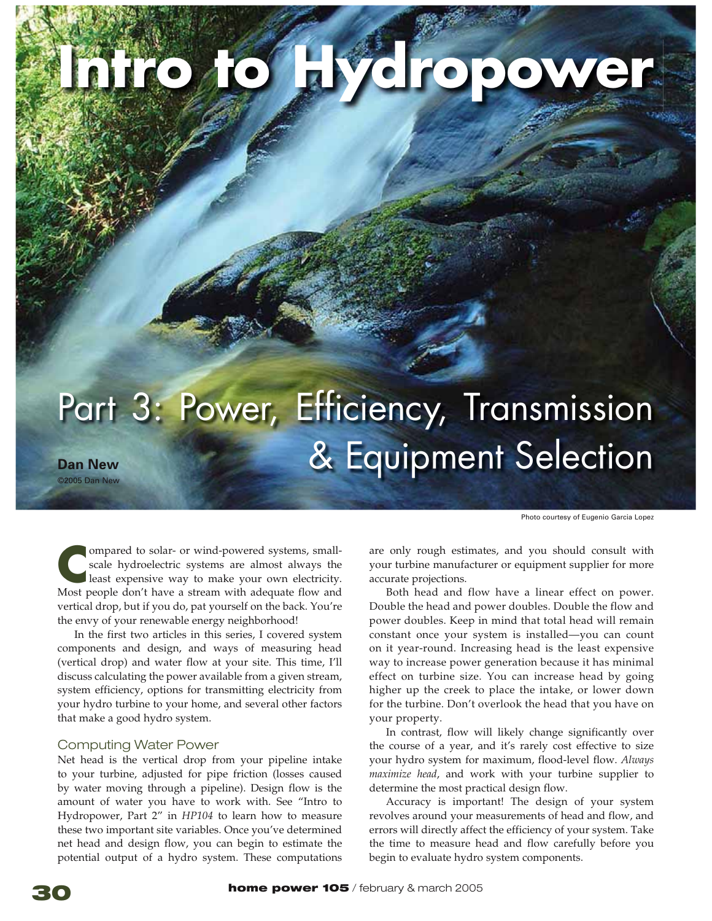# Intro to Hydropower

## Part 3: Power, Efficiency, Transmission & Equipment Selection

**Dan New**
©2005 Dan New

Photo courtesy of Eugenio Garcia Lopez

Compared to solar- or wind-powered systems, small-scale hydroelectric systems are almost always the least expensive way to make your own electricity. Most people don't have a stream with adequate flow and vertical drop, but if you do, pat yourself on the back. You're the envy of your renewable energy neighborhood!

In the first two articles in this series, I covered system components and design, and ways of measuring head (vertical drop) and water flow at your site. This time, I'll discuss calculating the power available from a given stream, system efficiency, options for transmitting electricity from your hydro turbine to your home, and several other factors that make a good hydro system.

### Computing Water Power

Net head is the vertical drop from your pipeline intake to your turbine, adjusted for pipe friction (losses caused by water moving through a pipeline). Design flow is the amount of water you have to work with. See "Intro to Hydropower, Part 2" in *HP104* to learn how to measure these two important site variables. Once you've determined net head and design flow, you can begin to estimate the potential output of a hydro system. These computations are only rough estimates, and you should consult with your turbine manufacturer or equipment supplier for more accurate projections.

Both head and flow have a linear effect on power. Double the head and power doubles. Double the flow and power doubles. Keep in mind that total head will remain constant once your system is installed—you can count on it year-round. Increasing head is the least expensive way to increase power generation because it has minimal effect on turbine size. You can increase head by going higher up the creek to place the intake, or lower down for the turbine. Don't overlook the head that you have on your property.

In contrast, flow will likely change significantly over the course of a year, and it's rarely cost effective to size your hydro system for maximum, flood-level flow. *Always maximize head*, and work with your turbine supplier to determine the most practical design flow.

Accuracy is important! The design of your system revolves around your measurements of head and flow, and errors will directly affect the efficiency of your system. Take the time to measure head and flow carefully before you begin to evaluate hydro system components.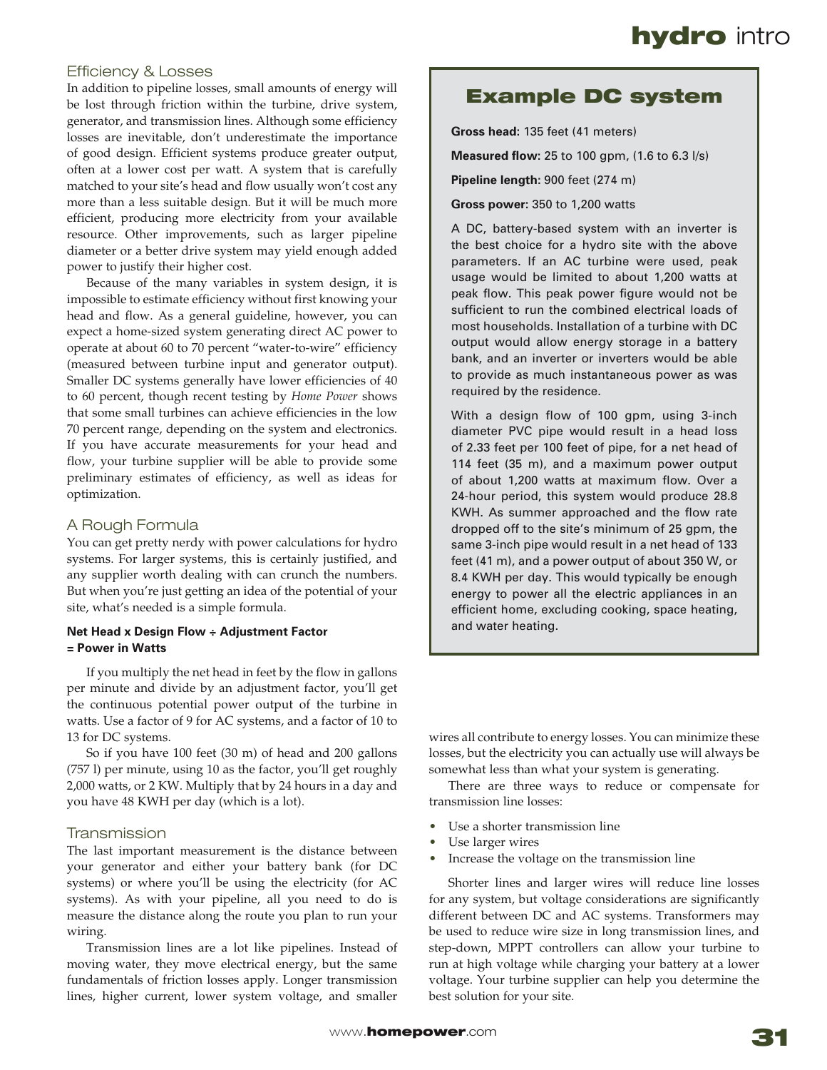## Efficiency & Losses

In addition to pipeline losses, small amounts of energy will be lost through friction within the turbine, drive system, generator, and transmission lines. Although some efficiency losses are inevitable, don't underestimate the importance of good design. Efficient systems produce greater output, often at a lower cost per watt. A system that is carefully matched to your site's head and flow usually won't cost any more than a less suitable design. But it will be much more efficient, producing more electricity from your available resource. Other improvements, such as larger pipeline diameter or a better drive system may yield enough added power to justify their higher cost.

Because of the many variables in system design, it is impossible to estimate efficiency without first knowing your head and flow. As a general guideline, however, you can expect a home-sized system generating direct AC power to operate at about 60 to 70 percent "water-to-wire" efficiency (measured between turbine input and generator output). Smaller DC systems generally have lower efficiencies of 40 to 60 percent, though recent testing by *Home Power* shows that some small turbines can achieve efficiencies in the low 70 percent range, depending on the system and electronics. If you have accurate measurements for your head and flow, your turbine supplier will be able to provide some preliminary estimates of efficiency, as well as ideas for optimization.

## A Rough Formula

You can get pretty nerdy with power calculations for hydro systems. For larger systems, this is certainly justified, and any supplier worth dealing with can crunch the numbers. But when you're just getting an idea of the potential of your site, what's needed is a simple formula.

**Net Head x Design Flow ÷ Adjustment Factor = Power in Watts**

If you multiply the net head in feet by the flow in gallons per minute and divide by an adjustment factor, you'll get the continuous potential power output of the turbine in watts. Use a factor of 9 for AC systems, and a factor of 10 to 13 for DC systems.

So if you have 100 feet (30 m) of head and 200 gallons (757 l) per minute, using 10 as the factor, you'll get roughly 2,000 watts, or 2 KW. Multiply that by 24 hours in a day and you have 48 KWH per day (which is a lot).

## Transmission

The last important measurement is the distance between your generator and either your battery bank (for DC systems) or where you'll be using the electricity (for AC systems). As with your pipeline, all you need to do is measure the distance along the route you plan to run your wiring.

Transmission lines are a lot like pipelines. Instead of moving water, they move electrical energy, but the same fundamentals of friction losses apply. Longer transmission lines, higher current, lower system voltage, and smaller wires all contribute to energy losses. You can minimize these losses, but the electricity you can actually use will always be somewhat less than what your system is generating.

There are three ways to reduce or compensate for transmission line losses:

- Use a shorter transmission line
- Use larger wires
- Increase the voltage on the transmission line

Shorter lines and larger wires will reduce line losses for any system, but voltage considerations are significantly different between DC and AC systems. Transformers may be used to reduce wire size in long transmission lines, and step-down, MPPT controllers can allow your turbine to run at high voltage while charging your battery at a lower voltage. Your turbine supplier can help you determine the best solution for your site.

---

## Example DC system

**Gross head:** 135 feet (41 meters)

**Measured flow:** 25 to 100 gpm, (1.6 to 6.3 l/s)

**Pipeline length:** 900 feet (274 m)

**Gross power:** 350 to 1,200 watts

A DC, battery-based system with an inverter is the best choice for a hydro site with the above parameters. If an AC turbine were used, peak usage would be limited to about 1,200 watts at peak flow. This peak power figure would not be sufficient to run the combined electrical loads of most households. Installation of a turbine with DC output would allow energy storage in a battery bank, and an inverter or inverters would be able to provide as much instantaneous power as was required by the residence.

With a design flow of 100 gpm, using 3-inch diameter PVC pipe would result in a head loss of 2.33 feet per 100 feet of pipe, for a net head of 114 feet (35 m), and a maximum power output of about 1,200 watts at maximum flow. Over a 24-hour period, this system would produce 28.8 KWH. As summer approached and the flow rate dropped off to the site's minimum of 25 gpm, the same 3-inch pipe would result in a net head of 133 feet (41 m), and a power output of about 350 W, or 8.4 KWH per day. This would typically be enough energy to power all the electric appliances in an efficient home, excluding cooking, space heating, and water heating.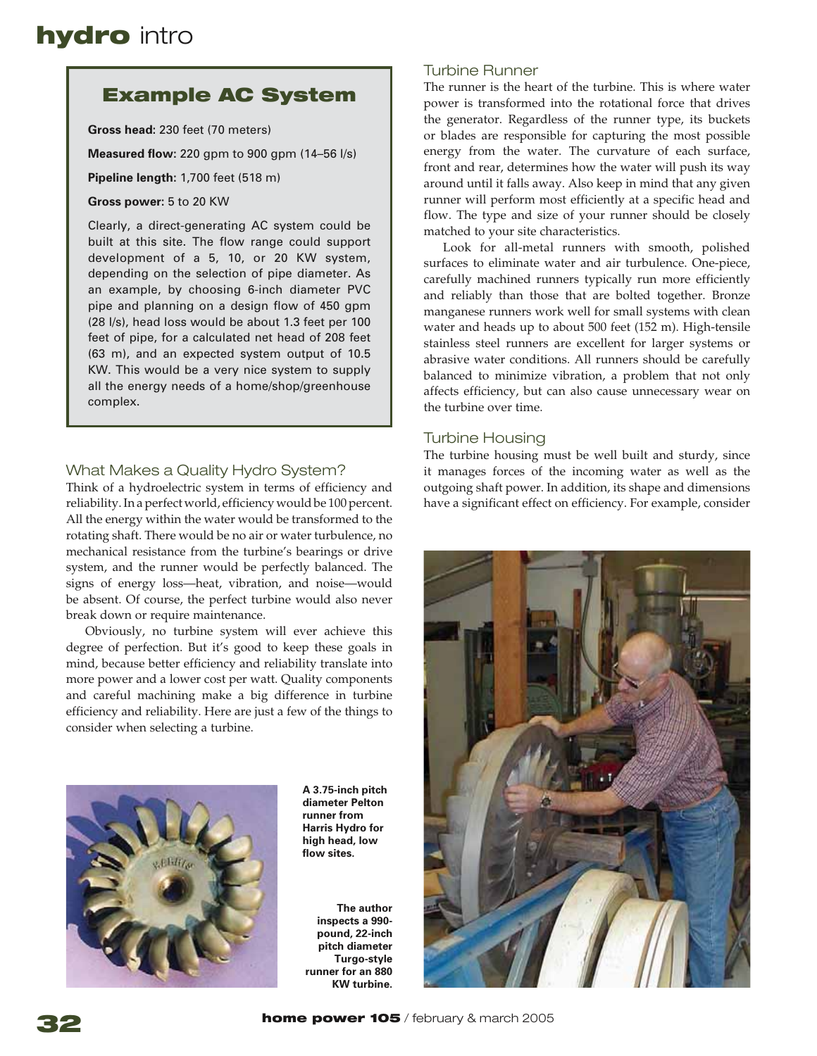## Example AC System

**Gross head:** 230 feet (70 meters)

**Measured flow:** 220 gpm to 900 gpm (14–56 l/s)

**Pipeline length:** 1,700 feet (518 m)

**Gross power:** 5 to 20 KW

Clearly, a direct-generating AC system could be built at this site. The flow range could support development of a 5, 10, or 20 KW system, depending on the selection of pipe diameter. As an example, by choosing 6-inch diameter PVC pipe and planning on a design flow of 450 gpm (28 l/s), head loss would be about 1.3 feet per 100 feet of pipe, for a calculated net head of 208 feet (63 m), and an expected system output of 10.5 KW. This would be a very nice system to supply all the energy needs of a home/shop/greenhouse complex.

### What Makes a Quality Hydro System?

Think of a hydroelectric system in terms of efficiency and reliability. In a perfect world, efficiency would be 100 percent. All the energy within the water would be transformed to the rotating shaft. There would be no air or water turbulence, no mechanical resistance from the turbine's bearings or drive system, and the runner would be perfectly balanced. The signs of energy loss—heat, vibration, and noise—would be absent. Of course, the perfect turbine would also never break down or require maintenance.

Obviously, no turbine system will ever achieve this degree of perfection. But it's good to keep these goals in mind, because better efficiency and reliability translate into more power and a lower cost per watt. Quality components and careful machining make a big difference in turbine efficiency and reliability. Here are just a few of the things to consider when selecting a turbine.

**A 3.75-inch pitch diameter Pelton runner from Harris Hydro for high head, low flow sites.**

**The author inspects a 990-pound, 22-inch pitch diameter Turgo-style runner for an 880 KW turbine.**

### Turbine Runner

The runner is the heart of the turbine. This is where water power is transformed into the rotational force that drives the generator. Regardless of the runner type, its buckets or blades are responsible for capturing the most possible energy from the water. The curvature of each surface, front and rear, determines how the water will push its way around until it falls away. Also keep in mind that any given runner will perform most efficiently at a specific head and flow. The type and size of your runner should be closely matched to your site characteristics.

Look for all-metal runners with smooth, polished surfaces to eliminate water and air turbulence. One-piece, carefully machined runners typically run more efficiently and reliably than those that are bolted together. Bronze manganese runners work well for small systems with clean water and heads up to about 500 feet (152 m). High-tensile stainless steel runners are excellent for larger systems or abrasive water conditions. All runners should be carefully balanced to minimize vibration, a problem that not only affects efficiency, but can also cause unnecessary wear on the turbine over time.

### Turbine Housing

The turbine housing must be well built and sturdy, since it manages forces of the incoming water as well as the outgoing shaft power. In addition, its shape and dimensions have a significant effect on efficiency. For example, consider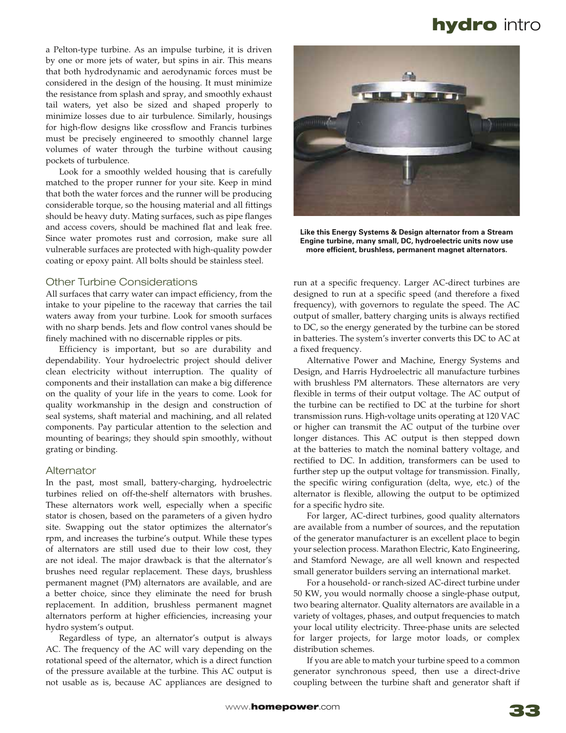a Pelton-type turbine. As an impulse turbine, it is driven by one or more jets of water, but spins in air. This means that both hydrodynamic and aerodynamic forces must be considered in the design of the housing. It must minimize the resistance from splash and spray, and smoothly exhaust tail waters, yet also be sized and shaped properly to minimize losses due to air turbulence. Similarly, housings for high-flow designs like crossflow and Francis turbines must be precisely engineered to smoothly channel large volumes of water through the turbine without causing pockets of turbulence.

Look for a smoothly welded housing that is carefully matched to the proper runner for your site. Keep in mind that both the water forces and the runner will be producing considerable torque, so the housing material and all fittings should be heavy duty. Mating surfaces, such as pipe flanges and access covers, should be machined flat and leak free. Since water promotes rust and corrosion, make sure all vulnerable surfaces are protected with high-quality powder coating or epoxy paint. All bolts should be stainless steel.

## Other Turbine Considerations

All surfaces that carry water can impact efficiency, from the intake to your pipeline to the raceway that carries the tail waters away from your turbine. Look for smooth surfaces with no sharp bends. Jets and flow control vanes should be finely machined with no discernable ripples or pits.

Efficiency is important, but so are durability and dependability. Your hydroelectric project should deliver clean electricity without interruption. The quality of components and their installation can make a big difference on the quality of your life in the years to come. Look for quality workmanship in the design and construction of seal systems, shaft material and machining, and all related components. Pay particular attention to the selection and mounting of bearings; they should spin smoothly, without grating or binding.

## Alternator

In the past, most small, battery-charging, hydroelectric turbines relied on off-the-shelf alternators with brushes. These alternators work well, especially when a specific stator is chosen, based on the parameters of a given hydro site. Swapping out the stator optimizes the alternator's rpm, and increases the turbine's output. While these types of alternators are still used due to their low cost, they are not ideal. The major drawback is that the alternator's brushes need regular replacement. These days, brushless permanent magnet (PM) alternators are available, and are a better choice, since they eliminate the need for brush replacement. In addition, brushless permanent magnet alternators perform at higher efficiencies, increasing your hydro system's output.

Regardless of type, an alternator's output is always AC. The frequency of the AC will vary depending on the rotational speed of the alternator, which is a direct function of the pressure available at the turbine. This AC output is not usable as is, because AC appliances are designed to run at a specific frequency. Larger AC-direct turbines are designed to run at a specific speed (and therefore a fixed frequency), with governors to regulate the speed. The AC output of smaller, battery charging units is always rectified to DC, so the energy generated by the turbine can be stored in batteries. The system's inverter converts this DC to AC at a fixed frequency.

**Like this Energy Systems & Design alternator from a Stream Engine turbine, many small, DC, hydroelectric units now use more efficient, brushless, permanent magnet alternators.**

Alternative Power and Machine, Energy Systems and Design, and Harris Hydroelectric all manufacture turbines with brushless PM alternators. These alternators are very flexible in terms of their output voltage. The AC output of the turbine can be rectified to DC at the turbine for short transmission runs. High-voltage units operating at 120 VAC or higher can transmit the AC output of the turbine over longer distances. This AC output is then stepped down at the batteries to match the nominal battery voltage, and rectified to DC. In addition, transformers can be used to further step up the output voltage for transmission. Finally, the specific wiring configuration (delta, wye, etc.) of the alternator is flexible, allowing the output to be optimized for a specific hydro site.

For larger, AC-direct turbines, good quality alternators are available from a number of sources, and the reputation of the generator manufacturer is an excellent place to begin your selection process. Marathon Electric, Kato Engineering, and Stamford Newage, are all well known and respected small generator builders serving an international market.

For a household- or ranch-sized AC-direct turbine under 50 KW, you would normally choose a single-phase output, two bearing alternator. Quality alternators are available in a variety of voltages, phases, and output frequencies to match your local utility electricity. Three-phase units are selected for larger projects, for large motor loads, or complex distribution schemes.

If you are able to match your turbine speed to a common generator synchronous speed, then use a direct-drive coupling between the turbine shaft and generator shaft if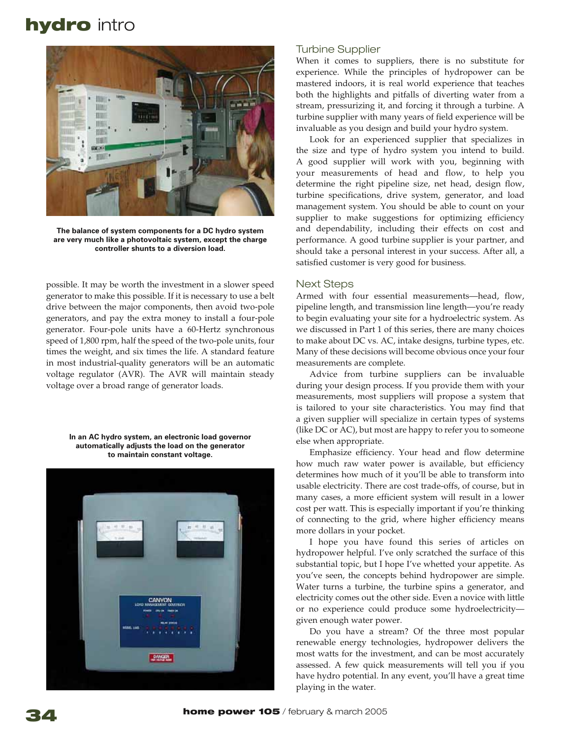The balance of system components for a DC hydro system are very much like a photovoltaic system, except the charge controller shunts to a diversion load.

possible. It may be worth the investment in a slower speed generator to make this possible. If it is necessary to use a belt drive between the major components, then avoid two-pole generators, and pay the extra money to install a four-pole generator. Four-pole units have a 60-Hertz synchronous speed of 1,800 rpm, half the speed of the two-pole units, four times the weight, and six times the life. A standard feature in most industrial-quality generators will be an automatic voltage regulator (AVR). The AVR will maintain steady voltage over a broad range of generator loads.

In an AC hydro system, an electronic load governor automatically adjusts the load on the generator to maintain constant voltage.

## Turbine Supplier

When it comes to suppliers, there is no substitute for experience. While the principles of hydropower can be mastered indoors, it is real world experience that teaches both the highlights and pitfalls of diverting water from a stream, pressurizing it, and forcing it through a turbine. A turbine supplier with many years of field experience will be invaluable as you design and build your hydro system.

Look for an experienced supplier that specializes in the size and type of hydro system you intend to build. A good supplier will work with you, beginning with your measurements of head and flow, to help you determine the right pipeline size, net head, design flow, turbine specifications, drive system, generator, and load management system. You should be able to count on your supplier to make suggestions for optimizing efficiency and dependability, including their effects on cost and performance. A good turbine supplier is your partner, and should take a personal interest in your success. After all, a satisfied customer is very good for business.

## Next Steps

Armed with four essential measurements—head, flow, pipeline length, and transmission line length—you're ready to begin evaluating your site for a hydroelectric system. As we discussed in Part 1 of this series, there are many choices to make about DC vs. AC, intake designs, turbine types, etc. Many of these decisions will become obvious once your four measurements are complete.

Advice from turbine suppliers can be invaluable during your design process. If you provide them with your measurements, most suppliers will propose a system that is tailored to your site characteristics. You may find that a given supplier will specialize in certain types of systems (like DC or AC), but most are happy to refer you to someone else when appropriate.

Emphasize efficiency. Your head and flow determine how much raw water power is available, but efficiency determines how much of it you'll be able to transform into usable electricity. There are cost trade-offs, of course, but in many cases, a more efficient system will result in a lower cost per watt. This is especially important if you're thinking of connecting to the grid, where higher efficiency means more dollars in your pocket.

I hope you have found this series of articles on hydropower helpful. I've only scratched the surface of this substantial topic, but I hope I've whetted your appetite. As you've seen, the concepts behind hydropower are simple. Water turns a turbine, the turbine spins a generator, and electricity comes out the other side. Even a novice with little or no experience could produce some hydroelectricity—given enough water power.

Do you have a stream? Of the three most popular renewable energy technologies, hydropower delivers the most watts for the investment, and can be most accurately assessed. A few quick measurements will tell you if you have hydro potential. In any event, you'll have a great time playing in the water.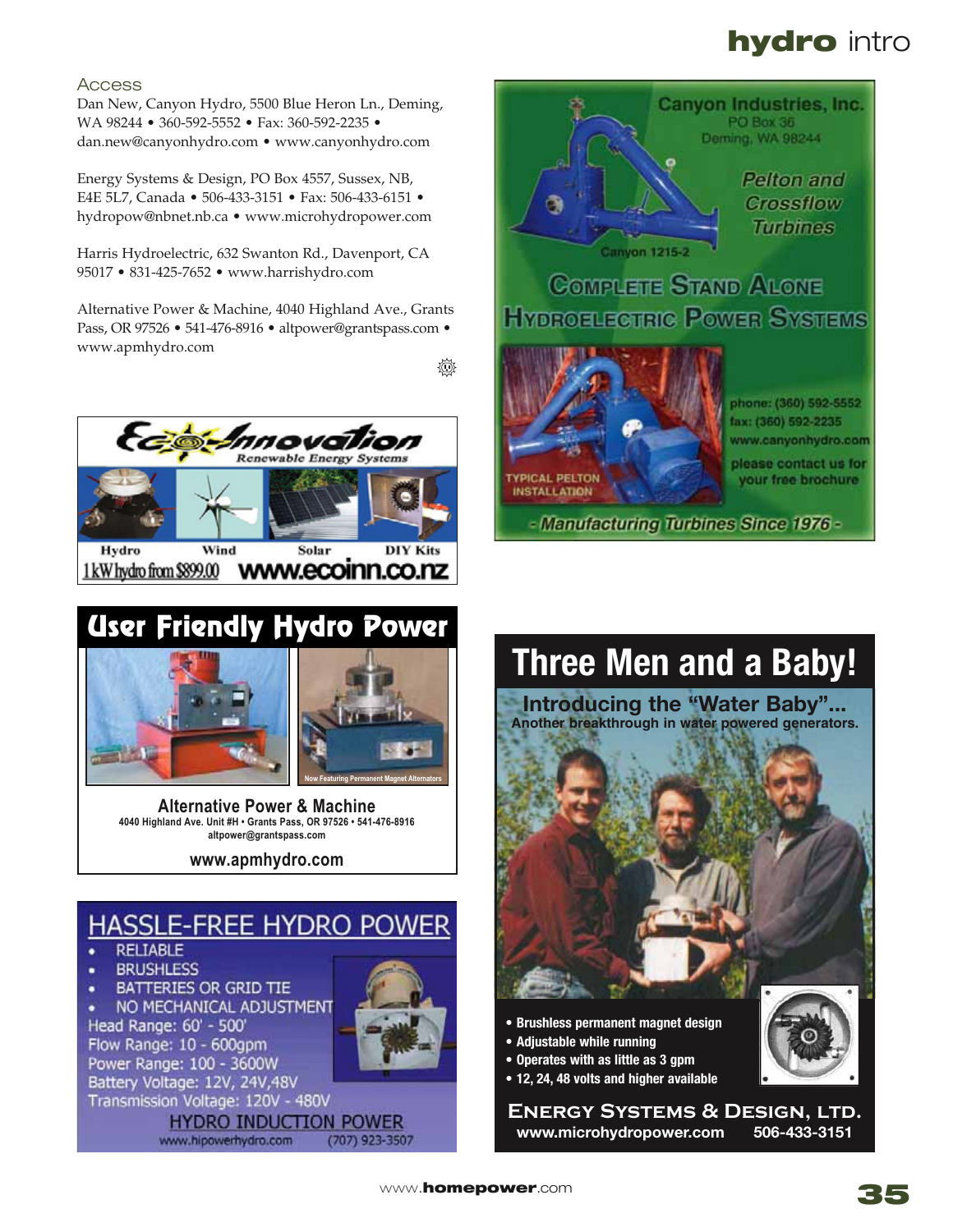## Access

Dan New, Canyon Hydro, 5500 Blue Heron Ln., Deming, WA 98244 • 360-592-5552 • Fax: 360-592-2235 • dan.new@canyonhydro.com • www.canyonhydro.com

Energy Systems & Design, PO Box 4557, Sussex, NB, E4E 5L7, Canada • 506-433-3151 • Fax: 506-433-6151 • hydropow@nbnet.nb.ca • www.microhydropower.com

Harris Hydroelectric, 632 Swanton Rd., Davenport, CA 95017 • 831-425-7652 • www.harrishydro.com

Alternative Power & Machine, 4040 Highland Ave., Grants Pass, OR 97526 • 541-476-8916 • altpower@grantspass.com • www.apmhydro.com

**EcoInnovation**
Renewable Energy Systems
Hydro Wind Solar DIY Kits
1 kW hydro from $899.00 www.ecoinn.co.nz

**User Friendly Hydro Power**
Now Featuring Permanent Magnet Alternators
**Alternative Power & Machine**
4040 Highland Ave. Unit #H • Grants Pass, OR 97526 • 541-476-8916
altpower@grantspass.com
www.apmhydro.com

**HASSLE-FREE HYDRO POWER**
- RELIABLE
- BRUSHLESS
- BATTERIES OR GRID TIE
- NO MECHANICAL ADJUSTMENT

Head Range: 60' - 500'
Flow Range: 10 - 600gpm
Power Range: 100 - 3600W
Battery Voltage: 12V, 24V, 48V
Transmission Voltage: 120V - 480V
HYDRO INDUCTION POWER
www.hipowerhydro.com (707) 923-3507

**Canyon Industries, Inc.**
PO Box 36
Deming, WA 98244
Pelton and Crossflow Turbines
Canyon 1215-2
COMPLETE STAND ALONE HYDROELECTRIC POWER SYSTEMS
TYPICAL PELTON INSTALLATION
phone: (360) 592-5552
fax: (360) 592-2235
www.canyonhydro.com
please contact us for your free brochure
- Manufacturing Turbines Since 1976 -

**Three Men and a Baby!**
Introducing the "Water Baby"...
Another breakthrough in water powered generators.
- Brushless permanent magnet design
- Adjustable while running
- Operates with as little as 3 gpm
- 12, 24, 48 volts and higher available

ENERGY SYSTEMS & DESIGN, LTD.
www.microhydropower.com 506-433-3151